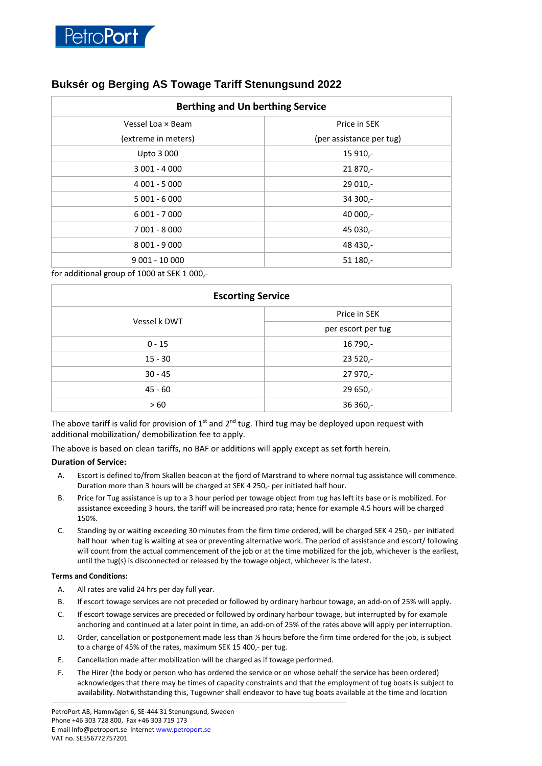PetroPort

# Buksér og Berging AS Towage Tariff Stenungsund 2022

| Berthing and Un berthing Service | |
|---|---|
| Vessel Loa × Beam | Price in SEK |
| (extreme in meters) | (per assistance per tug) |
| Upto 3 000 | 15 910,- |
| 3 001 - 4 000 | 21 870,- |
| 4 001 - 5 000 | 29 010,- |
| 5 001 - 6 000 | 34 300,- |
| 6 001 - 7 000 | 40 000,- |
| 7 001 - 8 000 | 45 030,- |
| 8 001 - 9 000 | 48 430,- |
| 9 001 - 10 000 | 51 180,- |

for additional group of 1000 at SEK 1 000,-

| Escorting Service | |
|---|---|
| Vessel k DWT | Price in SEK |
| | per escort per tug |
| 0 - 15 | 16 790,- |
| 15 - 30 | 23 520,- |
| 30 - 45 | 27 970,- |
| 45 - 60 | 29 650,- |
| > 60 | 36 360,- |

The above tariff is valid for provision of 1st and 2nd tug. Third tug may be deployed upon request with additional mobilization/ demobilization fee to apply.

The above is based on clean tariffs, no BAF or additions will apply except as set forth herein.

**Duration of Service:**

A. Escort is defined to/from Skallen beacon at the fjord of Marstrand to where normal tug assistance will commence. Duration more than 3 hours will be charged at SEK 4 250,- per initiated half hour.

B. Price for Tug assistance is up to a 3 hour period per towage object from tug has left its base or is mobilized. For assistance exceeding 3 hours, the tariff will be increased pro rata; hence for example 4.5 hours will be charged 150%.

C. Standing by or waiting exceeding 30 minutes from the firm time ordered, will be charged SEK 4 250,- per initiated half hour when tug is waiting at sea or preventing alternative work. The period of assistance and escort/ following will count from the actual commencement of the job or at the time mobilized for the job, whichever is the earliest, until the tug(s) is disconnected or released by the towage object, whichever is the latest.

**Terms and Conditions:**

A. All rates are valid 24 hrs per day full year.

B. If escort towage services are not preceded or followed by ordinary harbour towage, an add-on of 25% will apply.

C. If escort towage services are preceded or followed by ordinary harbour towage, but interrupted by for example anchoring and continued at a later point in time, an add-on of 25% of the rates above will apply per interruption.

D. Order, cancellation or postponement made less than ½ hours before the firm time ordered for the job, is subject to a charge of 45% of the rates, maximum SEK 15 400,- per tug.

E. Cancellation made after mobilization will be charged as if towage performed.

F. The Hirer (the body or person who has ordered the service or on whose behalf the service has been ordered) acknowledges that there may be times of capacity constraints and that the employment of tug boats is subject to availability. Notwithstanding this, Tugowner shall endeavor to have tug boats available at the time and location

PetroPort AB, Hamnvägen 6, SE-444 31 Stenungsund, Sweden
Phone +46 303 728 800, Fax +46 303 719 173
E-mail Info@petroport.se Internet www.petroport.se
VAT no. SE556772757201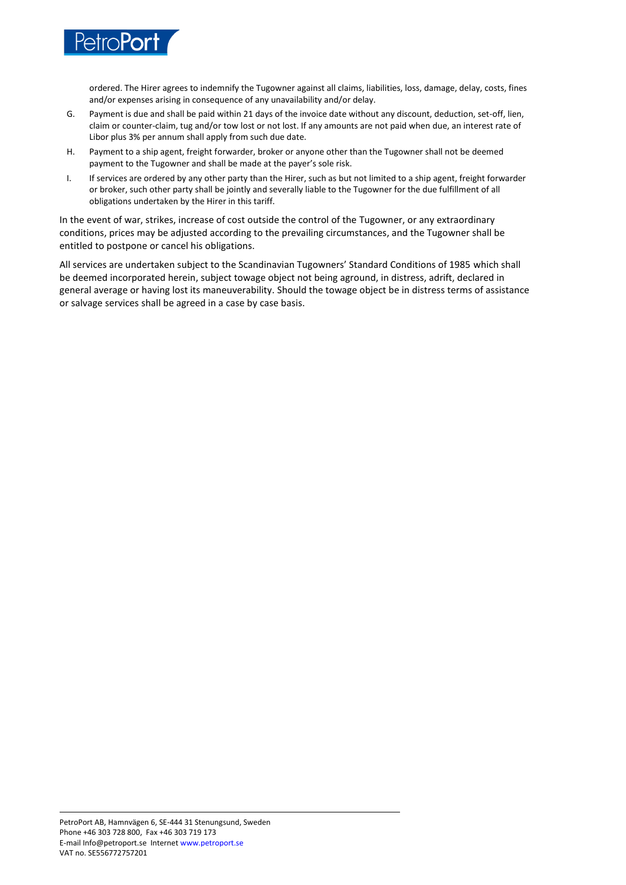ordered. The Hirer agrees to indemnify the Tugowner against all claims, liabilities, loss, damage, delay, costs, fines and/or expenses arising in consequence of any unavailability and/or delay.

G. Payment is due and shall be paid within 21 days of the invoice date without any discount, deduction, set-off, lien, claim or counter-claim, tug and/or tow lost or not lost. If any amounts are not paid when due, an interest rate of Libor plus 3% per annum shall apply from such due date.

H. Payment to a ship agent, freight forwarder, broker or anyone other than the Tugowner shall not be deemed payment to the Tugowner and shall be made at the payer's sole risk.

I. If services are ordered by any other party than the Hirer, such as but not limited to a ship agent, freight forwarder or broker, such other party shall be jointly and severally liable to the Tugowner for the due fulfillment of all obligations undertaken by the Hirer in this tariff.

In the event of war, strikes, increase of cost outside the control of the Tugowner, or any extraordinary conditions, prices may be adjusted according to the prevailing circumstances, and the Tugowner shall be entitled to postpone or cancel his obligations.

All services are undertaken subject to the Scandinavian Tugowners' Standard Conditions of 1985 which shall be deemed incorporated herein, subject towage object not being aground, in distress, adrift, declared in general average or having lost its maneuverability. Should the towage object be in distress terms of assistance or salvage services shall be agreed in a case by case basis.

PetroPort AB, Hamnvägen 6, SE-444 31 Stenungsund, Sweden
Phone +46 303 728 800, Fax +46 303 719 173
E-mail Info@petroport.se Internet www.petroport.se
VAT no. SE556772757201